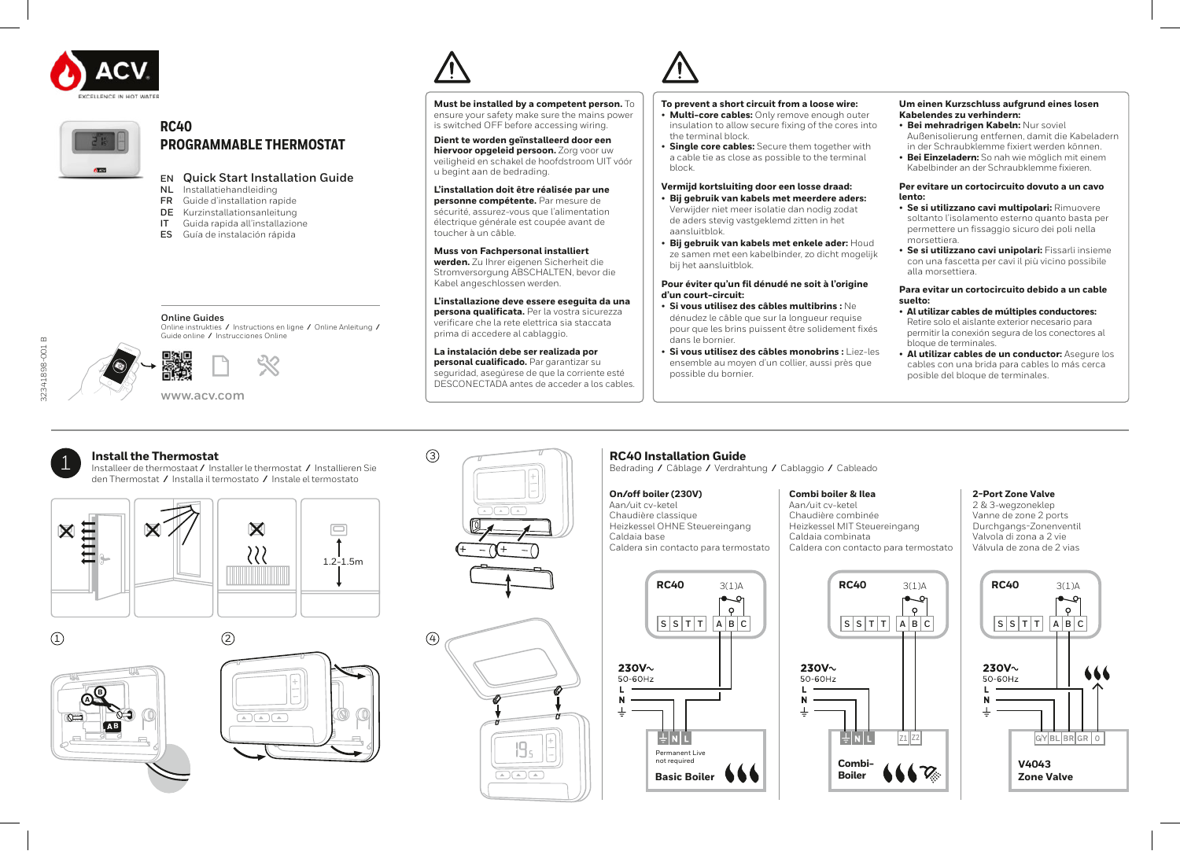# ACV

EXCELLENCE IN HOT WATER

## RC40
## PROGRAMMABLE THERMOSTAT

EN **Quick Start Installation Guide**
NL Installatiehandleiding
FR Guide d'installation rapide
DE Kurzinstallationsanleitung
IT Guida rapida all'installazione
ES Guía de instalación rápida

**Online Guides**
Online instrukties / Instructions en ligne / Online Anleitung / Guide online / Instrucciones Online

www.acv.com

32341898-001 B

**Must be installed by a competent person.** To ensure your safety make sure the mains power is switched OFF before accessing wiring.

**Dient te worden geïnstalleerd door een hiervoor opgeleid persoon.** Zorg voor uw veiligheid en schakel de hoofdstroom UIT vóór u begint aan de bedrading.

**L'installation doit être réalisée par une personne compétente.** Par mesure de sécurité, assurez-vous que l'alimentation électrique générale est coupée avant de toucher à un câble.

**Muss von Fachpersonal installiert werden.** Zu Ihrer eigenen Sicherheit die Stromversorgung ABSCHALTEN, bevor die Kabel angeschlossen werden.

**L'installazione deve essere eseguita da una persona qualificata.** Per la vostra sicurezza verificare che la rete elettrica sia staccata prima di accedere al cablaggio.

**La instalación debe ser realizada por personal cualificado.** Para garantizar su seguridad, asegúrese de que la corriente esté DESCONECTADA antes de acceder a los cables.

**To prevent a short circuit from a loose wire:**
- **Multi-core cables:** Only remove enough outer insulation to allow secure fixing of the cores into the terminal block.
- **Single core cables:** Secure them together with a cable tie as close as possible to the terminal block.

**Vermijd kortsluiting door een losse draad:**
- **Bij gebruik van kabels met meerdere aders:** Verwijder niet meer isolatie dan nodig zodat de aders stevig vastgeklemd zitten in het aansluitblok.
- **Bij gebruik van kabels met enkele ader:** Houd ze samen met een kabelbinder, zo dicht mogelijk bij het aansluitblok.

**Pour éviter qu'un fil dénudé ne soit à l'origine d'un court-circuit:**
- **Si vous utilisez des câbles multibrins :** Ne dénudez le câble que sur la longueur requise pour que les brins puissent être solidement fixés dans le bornier.
- **Si vous utilisez des câbles monobrins :** Liez-les ensemble au moyen d'un collier, aussi près que possible du bornier.

**Um einen Kurzschluss aufgrund eines losen Kabelendes zu verhindern:**
- **Bei mehradrigen Kabeln:** Nur soviel Außenisolierung entfernen, damit die Kabeladern in der Schraubklemme fixiert werden können.
- **Bei Einzeladern:** So nah wie möglich mit einem Kabelbinder an der Schraubklemme fixieren.

**Per evitare un cortocircuito dovuto a un cavo lento:**
- **Se si utilizzano cavi multipolari:** Rimuovere soltanto l'isolamento esterno quanto basta per permettere un fissaggio sicuro dei poli nella morsettiera.
- **Se si utilizzano cavi unipolari:** Fissarli insieme con una fascetta per cavi il più vicino possibile alla morsettiera.

**Para evitar un cortocircuito debido a un cable suelto:**
- **Al utilizar cables de múltiples conductores:** Retire solo el aislante exterior necesario para permitir la conexión segura de los conectores al bloque de terminales.
- **Al utilizar cables de un conductor:** Asegure los cables con una brida para cables lo más cerca posible del bloque de terminales.

## 1 Install the Thermostat

Installeer de thermostaat / Installer le thermostat / Installieren Sie den Thermostat / Installa il termostato / Instale el termostato

1.2-1.5m

① ② ③ ④

## RC40 Installation Guide

Bedrading / Câblage / Verdrahtung / Cablaggio / Cableado

**On/off boiler (230V)**
Aan/uit cv-ketel
Chaudière classique
Heizkessel OHNE Steuereingang
Caldaia base
Caldera sin contacto para termostato

RC40 3(1)A — S S T T A B C
230V~ 50-60Hz — L N ⏚
⏚ N L — Permanent Live not required — **Basic Boiler**

**Combi boiler & Ilea**
Aan/uit cv-ketel
Chaudière combinée
Heizkessel MIT Steuereingang
Caldaia combinata
Caldera con contacto para termostato

RC40 3(1)A — S S T T A B C
230V~ 50-60Hz — L N ⏚
⏚ N L Z1 Z2 — **Combi-Boiler**

**2-Port Zone Valve**
2 & 3-wegzoneklep
Vanne de zone 2 ports
Durchgangs-Zonenventil
Valvola di zona a 2 vie
Válvula de zona de 2 vias

RC40 3(1)A — S S T T A B C
230V~ 50-60Hz — L N ⏚
G/Y BL BR GR O — **V4043 Zone Valve**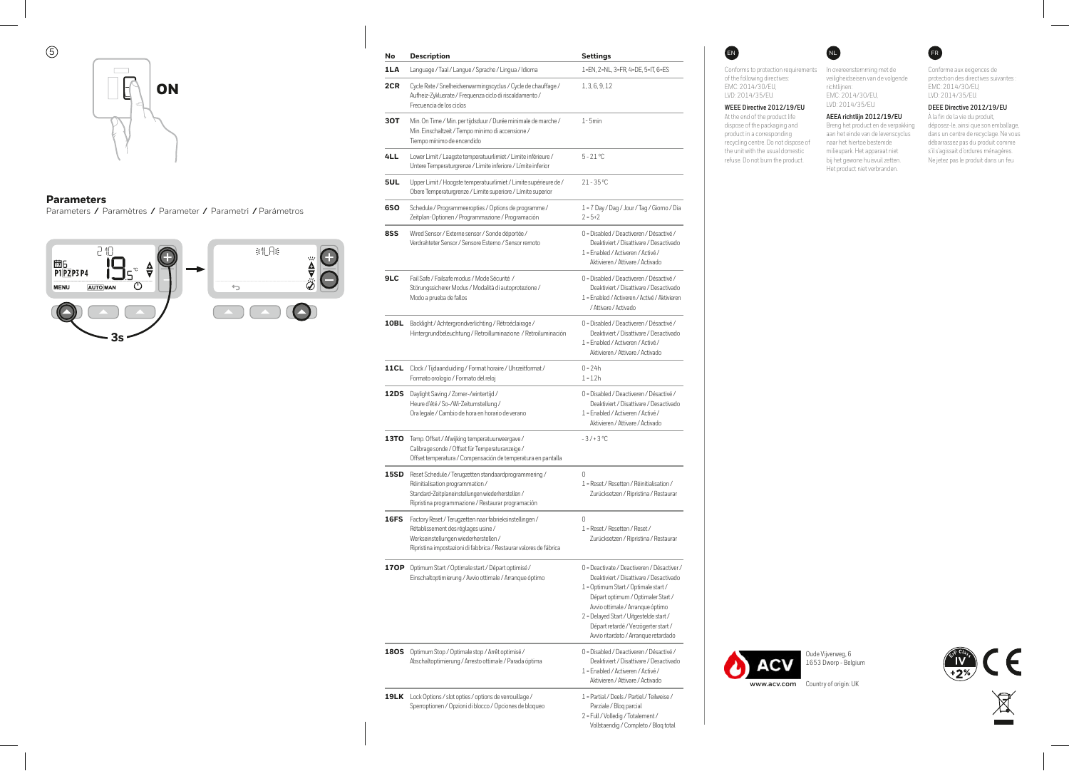⑤

ON

## Parameters

Parameters / Paramètres / Parameter / Parametri / Parámetros

3s

| No | Description | Settings |
|---|---|---|
| 1LA | Language / Taal / Langue / Sprache / Lingua / Idioma | 1=EN, 2=NL, 3=FR, 4=DE, 5=IT, 6=ES |
| 2CR | Cycle Rate / Snelheidverwarmingscyclus / Cycle de chauffage / Aufheiz-Zyklusrate / Frequenza ciclo di riscaldamento / Frecuencia de los ciclos | 1, 3, 6, 9, 12 |
| 3OT | Min. On Time / Min. per tijdsduur / Durée minimale de marche / Min. Einschaltzeit / Tempo minimo di accensione / Tiempo mínimo de encendido | 1 - 5min |
| 4LL | Lower Limit / Laagste temperatuurlimiet / Limite inférieure / Untere Temperaturgrenze / Limite inferiore / Límite inferior | 5 - 21 °C |
| 5UL | Upper Limit / Hoogste temperatuurlimiet / Limite supérieure de / Obere Temperaturgrenze / Limite superiore / Límite superior | 21 - 35 °C |
| 6SO | Schedule / Programmeeropties / Options de programme / Zeitplan-Optionen / Programmazione / Programación | 1 = 7 Day / Dag / Jour / Tag / Giorno / Día<br>2 = 5+2 |
| 8SS | Wired Sensor / Externe sensor / Sonde déportée / Verdrahteter Sensor / Sensore Esterno / Sensor remoto | 0 = Disabled / Deactiveren / Désactivé / Deaktiviert / Disattivare / Desactivado<br>1 = Enabled / Activeren / Activé / Aktivieren / Attivare / Activado |
| 9LC | Fail Safe / Failsafe modus / Mode Sécurité / Störungssicherer Modus / Modalità di autoprotezione / Modo a prueba de fallos | 0 = Disabled / Deactiveren / Désactivé / Deaktiviert / Disattivare / Desactivado<br>1 = Enabled / Activeren / Activé / Aktivieren / Attivare / Activado |
| 10BL | Backlight / Achtergrondverlichting / Rétroéclairage / Hintergrundbeleuchtung / Retroilluminazione / Retroiluminación | 0 = Disabled / Deactiveren / Désactivé / Deaktiviert / Disattivare / Desactivado<br>1 = Enabled / Activeren / Activé / Aktivieren / Attivare / Activado |
| 11CL | Clock / Tijdaanduiding / Format horaire / Uhrzeitformat / Formato orologio / Formato del reloj | 0 = 24h<br>1 = 12h |
| 12DS | Daylight Saving / Zomer-/wintertijd / Heure d'été / So-/Wi-Zeitumstellung / Ora legale / Cambio de hora en horario de verano | 0 = Disabled / Deactiveren / Désactivé / Deaktiviert / Disattivare / Desactivado<br>1 = Enabled / Activeren / Activé / Aktivieren / Attivare / Activado |
| 13TO | Temp. Offset / Afwijking temperatuurweergave / Calibrage sonde / Offset für Temperaturanzeige / Offset temperatura / Compensación de temperatura en pantalla | - 3 / + 3 °C |
| 15SD | Reset Schedule / Terugzetten standaardprogrammering / Réinitialisation programmation / Standard-Zeitplaneinstellungen wiederherstellen / Ripristina programmazione / Restaurar programación | 0<br>1 = Reset / Resetten / Réinitialisation / Zurücksetzen / Ripristina / Restaurar |
| 16FS | Factory Reset / Terugzetten naar fabrieksinstellingen / Rétablissement des réglages usine / Werkseinstellungen wiederherstellen / Ripristina impostazioni di fabbrica / Restaurar valores de fábrica | 0<br>1 = Reset / Resetten / Reset / Zurücksetzen / Ripristina / Restaurar |
| 17OP | Optimum Start / Optimale start / Départ optimisé / Einschaltoptimierung / Avvio ottimale / Arranque óptimo | 0 = Deactivate / Deactiveren / Désactiver / Deaktiviert / Disattivare / Desactivado<br>1 = Optimum Start / Optimale start / Départ optimum / Optimaler Start / Avvio ottimale / Arranque óptimo<br>2 = Delayed Start / Uitgestelde start / Départ retardé / Verzögerter start / Avvio ritardato / Arranque retardado |
| 18OS | Optimum Stop / Optimale stop / Arrêt optimisé / Abschaltoptimierung / Arresto ottimale / Parada óptima | 0 = Disabled / Deactiveren / Désactivé / Deaktiviert / Disattivare / Desactivado<br>1 = Enabled / Activeren / Activé / Aktivieren / Attivare / Activado |
| 19LK | Lock Options / slot opties / options de verrouillage / Sperroptionen / Opzioni di blocco / Opciones de bloqueo | 1 = Partial / Deels / Partiel / Teilweise / Parziale / Bloq parcial<br>2 = Full / Volledig / Totalement / Vollstaendig / Completo / Bloq total |

**EN**

Conforms to protection requirements of the following directives:
EMC: 2014/30/EU,
LVD: 2014/35/EU.

**WEEE Directive 2012/19/EU**

At the end of the product life dispose of the packaging and product in a corresponding recycling centre. Do not dispose of the unit with the usual domestic refuse. Do not burn the product.

**NL**

In overeenstemming met de veiligheidseisen van de volgende richtlijnen:
EMC: 2014/30/EU,
LVD: 2014/35/EU.

**AEEA richtlijn 2012/19/EU**

Breng het product en de verpakking aan het einde van de levenscyclus naar het hiertoe bestemde milieupark. Het apparaat niet bij het gewone huisval zetten. Het product niet verbranden.

**FR**

Conforme aux exigences de protection des directives suivantes :
EMC: 2014/30/EU,
LVD: 2014/35/EU.

**DEEE Directive 2012/19/EU**

À la fin de la vie du produit, déposez-le, ainsi que son emballage, dans un centre de recyclage. Ne vous débarrassez pas du produit comme s'il s'agissait d'ordures ménagères. Ne jetez pas le produit dans un feu.

ACV
www.acv.com

Oude Vijverweg, 6
1653 Dworp - Belgium

Country of origin: UK

ErP Class IV +2%